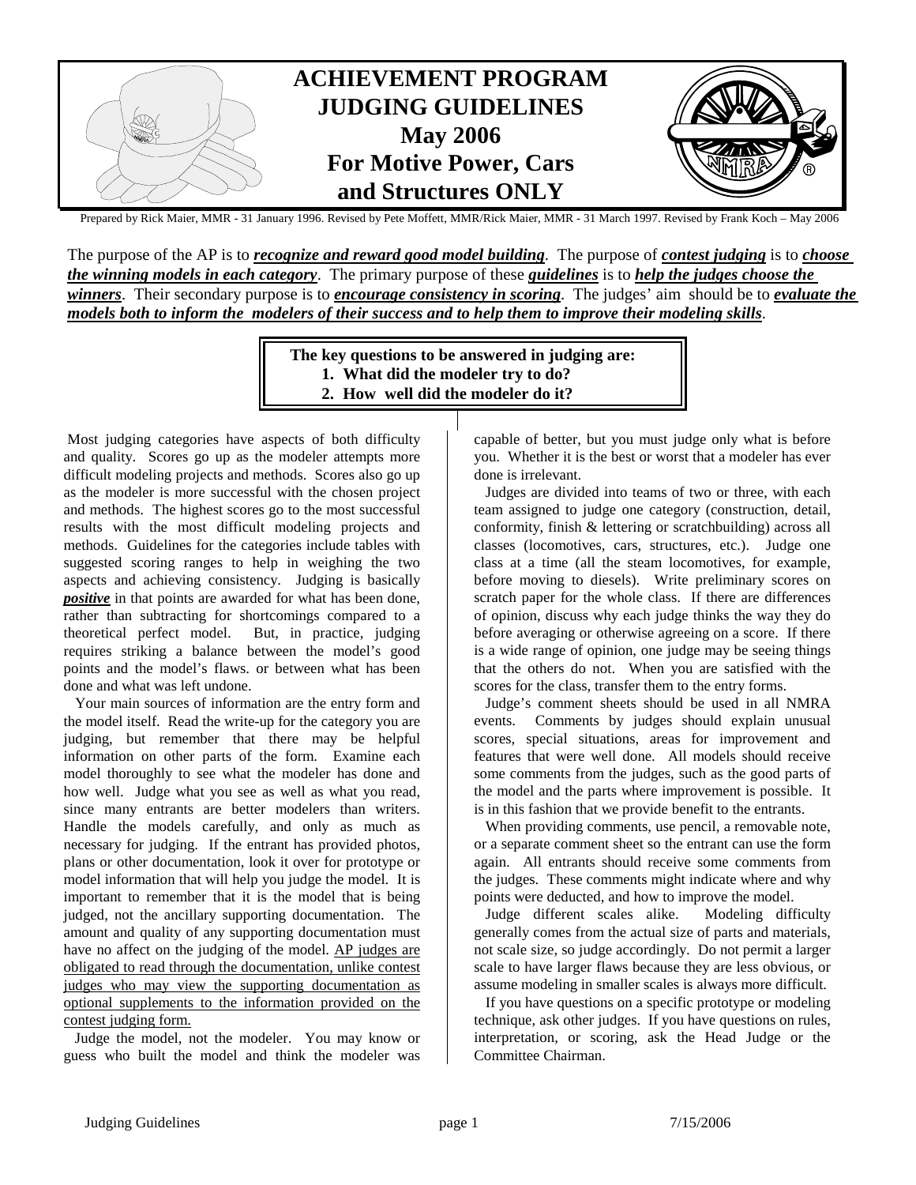# ACHIEVEMENT PROGRAM JUDGING GUIDELINES May 2006 For Motive Power, Cars and Structures ONLY

Prepared by Rick Maier, MMR - 31 January 1996. Revised by Pete Moffett, MMR/Rick Maier, MMR - 31 March 1997. Revised by Frank Koch – May 2006

The purpose of the AP is to ***recognize and reward good model building***. The purpose of ***contest judging*** is to ***choose the winning models in each category***. The primary purpose of these ***guidelines*** is to ***help the judges choose the winners***. Their secondary purpose is to ***encourage consistency in scoring***. The judges' aim should be to ***evaluate the models both to inform the modelers of their success and to help them to improve their modeling skills***.

> **The key questions to be answered in judging are:**
> 1. **What did the modeler try to do?**
> 2. **How well did the modeler do it?**

Most judging categories have aspects of both difficulty and quality. Scores go up as the modeler attempts more difficult modeling projects and methods. Scores also go up as the modeler is more successful with the chosen project and methods. The highest scores go to the most successful results with the most difficult modeling projects and methods. Guidelines for the categories include tables with suggested scoring ranges to help in weighing the two aspects and achieving consistency. Judging is basically ***positive*** in that points are awarded for what has been done, rather than subtracting for shortcomings compared to a theoretical perfect model. But, in practice, judging requires striking a balance between the model's good points and the model's flaws. or between what has been done and what was left undone.

Your main sources of information are the entry form and the model itself. Read the write-up for the category you are judging, but remember that there may be helpful information on other parts of the form. Examine each model thoroughly to see what the modeler has done and how well. Judge what you see as well as what you read, since many entrants are better modelers than writers. Handle the models carefully, and only as much as necessary for judging. If the entrant has provided photos, plans or other documentation, look it over for prototype or model information that will help you judge the model. It is important to remember that it is the model that is being judged, not the ancillary supporting documentation. The amount and quality of any supporting documentation must have no affect on the judging of the model. AP judges are obligated to read through the documentation, unlike contest judges who may view the supporting documentation as optional supplements to the information provided on the contest judging form.

Judge the model, not the modeler. You may know or guess who built the model and think the modeler was capable of better, but you must judge only what is before you. Whether it is the best or worst that a modeler has ever done is irrelevant.

Judges are divided into teams of two or three, with each team assigned to judge one category (construction, detail, conformity, finish & lettering or scratchbuilding) across all classes (locomotives, cars, structures, etc.). Judge one class at a time (all the steam locomotives, for example, before moving to diesels). Write preliminary scores on scratch paper for the whole class. If there are differences of opinion, discuss why each judge thinks the way they do before averaging or otherwise agreeing on a score. If there is a wide range of opinion, one judge may be seeing things that the others do not. When you are satisfied with the scores for the class, transfer them to the entry forms.

Judge's comment sheets should be used in all NMRA events. Comments by judges should explain unusual scores, special situations, areas for improvement and features that were well done. All models should receive some comments from the judges, such as the good parts of the model and the parts where improvement is possible. It is in this fashion that we provide benefit to the entrants.

When providing comments, use pencil, a removable note, or a separate comment sheet so the entrant can use the form again. All entrants should receive some comments from the judges. These comments might indicate where and why points were deducted, and how to improve the model.

Judge different scales alike. Modeling difficulty generally comes from the actual size of parts and materials, not scale size, so judge accordingly. Do not permit a larger scale to have larger flaws because they are less obvious, or assume modeling in smaller scales is always more difficult.

If you have questions on a specific prototype or modeling technique, ask other judges. If you have questions on rules, interpretation, or scoring, ask the Head Judge or the Committee Chairman.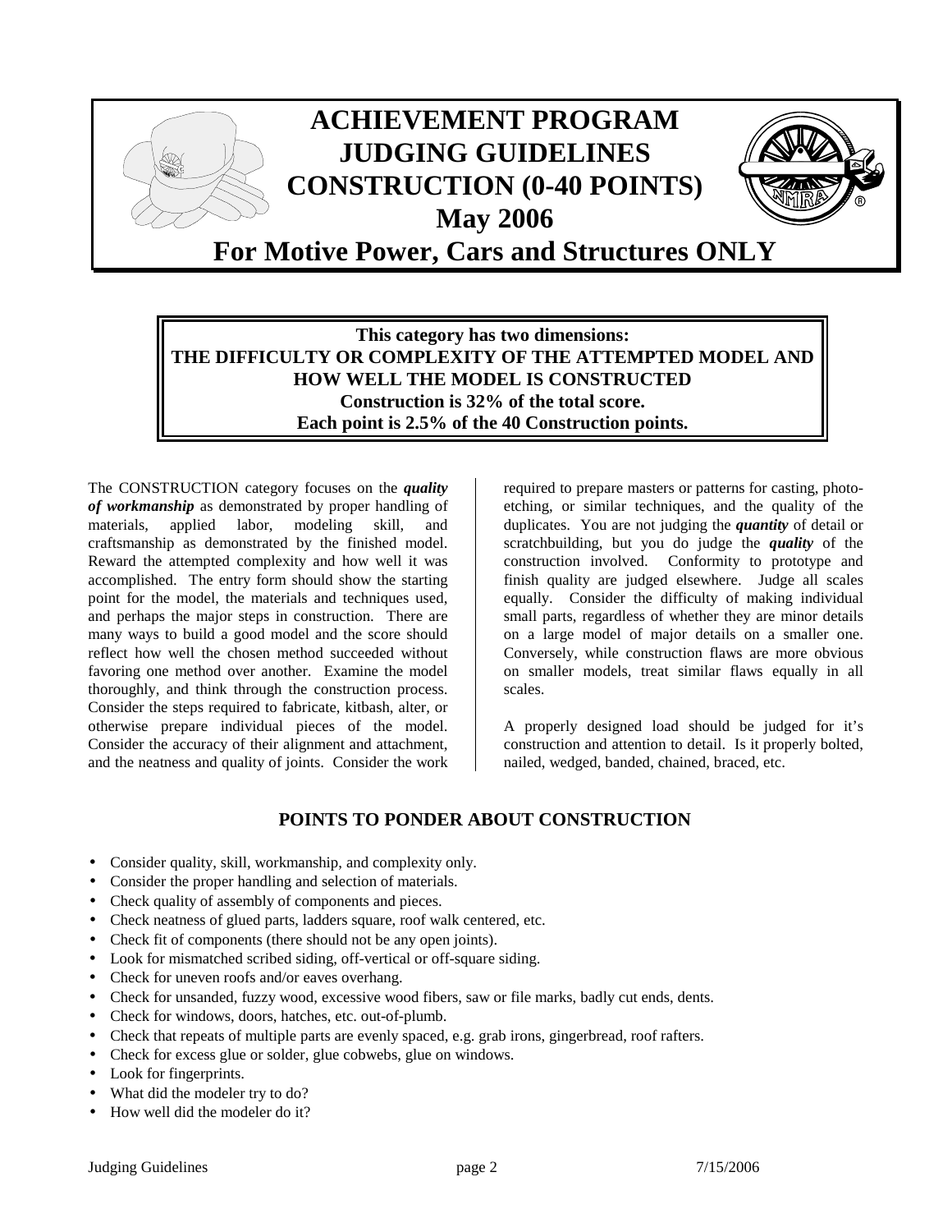# ACHIEVEMENT PROGRAM
# JUDGING GUIDELINES
# CONSTRUCTION (0-40 POINTS)
# May 2006

## For Motive Power, Cars and Structures ONLY

**This category has two dimensions:**
**THE DIFFICULTY OR COMPLEXITY OF THE ATTEMPTED MODEL AND HOW WELL THE MODEL IS CONSTRUCTED**
**Construction is 32% of the total score.**
**Each point is 2.5% of the 40 Construction points.**

The CONSTRUCTION category focuses on the ***quality of workmanship*** as demonstrated by proper handling of materials, applied labor, modeling skill, and craftsmanship as demonstrated by the finished model. Reward the attempted complexity and how well it was accomplished. The entry form should show the starting point for the model, the materials and techniques used, and perhaps the major steps in construction. There are many ways to build a good model and the score should reflect how well the chosen method succeeded without favoring one method over another. Examine the model thoroughly, and think through the construction process. Consider the steps required to fabricate, kitbash, alter, or otherwise prepare individual pieces of the model. Consider the accuracy of their alignment and attachment, and the neatness and quality of joints. Consider the work required to prepare masters or patterns for casting, photo-etching, or similar techniques, and the quality of the duplicates. You are not judging the ***quantity*** of detail or scratchbuilding, but you do judge the ***quality*** of the construction involved. Conformity to prototype and finish quality are judged elsewhere. Judge all scales equally. Consider the difficulty of making individual small parts, regardless of whether they are minor details on a large model of major details on a smaller one. Conversely, while construction flaws are more obvious on smaller models, treat similar flaws equally in all scales.

A properly designed load should be judged for it's construction and attention to detail. Is it properly bolted, nailed, wedged, banded, chained, braced, etc.

## POINTS TO PONDER ABOUT CONSTRUCTION

- Consider quality, skill, workmanship, and complexity only.
- Consider the proper handling and selection of materials.
- Check quality of assembly of components and pieces.
- Check neatness of glued parts, ladders square, roof walk centered, etc.
- Check fit of components (there should not be any open joints).
- Look for mismatched scribed siding, off-vertical or off-square siding.
- Check for uneven roofs and/or eaves overhang.
- Check for unsanded, fuzzy wood, excessive wood fibers, saw or file marks, badly cut ends, dents.
- Check for windows, doors, hatches, etc. out-of-plumb.
- Check that repeats of multiple parts are evenly spaced, e.g. grab irons, gingerbread, roof rafters.
- Check for excess glue or solder, glue cobwebs, glue on windows.
- Look for fingerprints.
- What did the modeler try to do?
- How well did the modeler do it?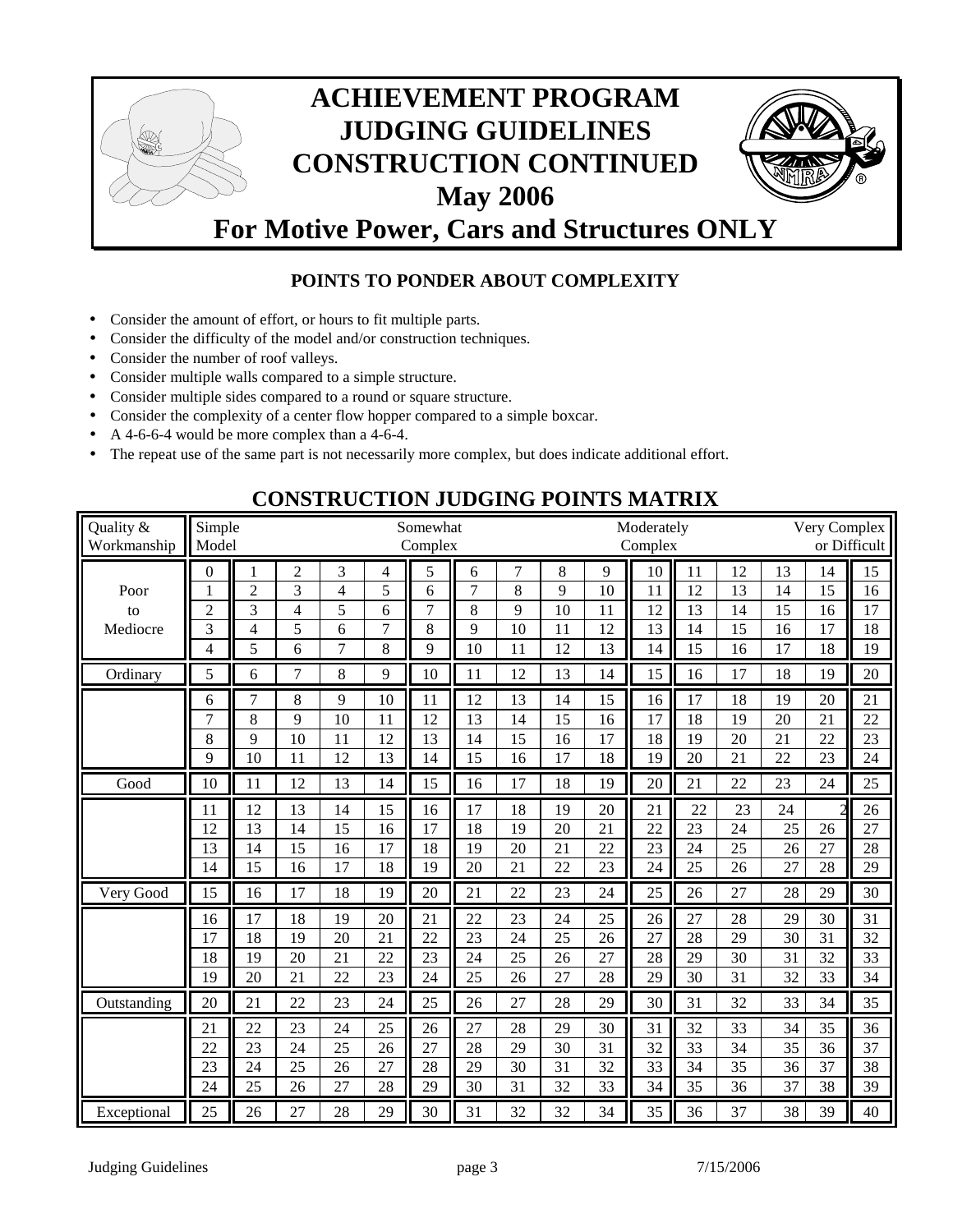# ACHIEVEMENT PROGRAM JUDGING GUIDELINES CONSTRUCTION CONTINUED

## May 2006

## For Motive Power, Cars and Structures ONLY

### POINTS TO PONDER ABOUT COMPLEXITY

- Consider the amount of effort, or hours to fit multiple parts.
- Consider the difficulty of the model and/or construction techniques.
- Consider the number of roof valleys.
- Consider multiple walls compared to a simple structure.
- Consider multiple sides compared to a round or square structure.
- Consider the complexity of a center flow hopper compared to a simple boxcar.
- A 4-6-6-4 would be more complex than a 4-6-4.
- The repeat use of the same part is not necessarily more complex, but does indicate additional effort.

## CONSTRUCTION JUDGING POINTS MATRIX

| Quality & Workmanship | Simple Model | | | | | Somewhat Complex | | | | | Moderately Complex | | | | | Very Complex or Difficult |
|---|---|---|---|---|---|---|---|---|---|---|---|---|---|---|---|---|
| | 0 | 1 | 2 | 3 | 4 | 5 | 6 | 7 | 8 | 9 | 10 | 11 | 12 | 13 | 14 | 15 |
| Poor | 1 | 2 | 3 | 4 | 5 | 6 | 7 | 8 | 9 | 10 | 11 | 12 | 13 | 14 | 15 | 16 |
| to | 2 | 3 | 4 | 5 | 6 | 7 | 8 | 9 | 10 | 11 | 12 | 13 | 14 | 15 | 16 | 17 |
| Mediocre | 3 | 4 | 5 | 6 | 7 | 8 | 9 | 10 | 11 | 12 | 13 | 14 | 15 | 16 | 17 | 18 |
| | 4 | 5 | 6 | 7 | 8 | 9 | 10 | 11 | 12 | 13 | 14 | 15 | 16 | 17 | 18 | 19 |
| Ordinary | 5 | 6 | 7 | 8 | 9 | 10 | 11 | 12 | 13 | 14 | 15 | 16 | 17 | 18 | 19 | 20 |
| | 6 | 7 | 8 | 9 | 10 | 11 | 12 | 13 | 14 | 15 | 16 | 17 | 18 | 19 | 20 | 21 |
| | 7 | 8 | 9 | 10 | 11 | 12 | 13 | 14 | 15 | 16 | 17 | 18 | 19 | 20 | 21 | 22 |
| | 8 | 9 | 10 | 11 | 12 | 13 | 14 | 15 | 16 | 17 | 18 | 19 | 20 | 21 | 22 | 23 |
| | 9 | 10 | 11 | 12 | 13 | 14 | 15 | 16 | 17 | 18 | 19 | 20 | 21 | 22 | 23 | 24 |
| Good | 10 | 11 | 12 | 13 | 14 | 15 | 16 | 17 | 18 | 19 | 20 | 21 | 22 | 23 | 24 | 25 |
| | 11 | 12 | 13 | 14 | 15 | 16 | 17 | 18 | 19 | 20 | 21 | 22 | 23 | 24 | 2 | 26 |
| | 12 | 13 | 14 | 15 | 16 | 17 | 18 | 19 | 20 | 21 | 22 | 23 | 24 | 25 | 26 | 27 |
| | 13 | 14 | 15 | 16 | 17 | 18 | 19 | 20 | 21 | 22 | 23 | 24 | 25 | 26 | 27 | 28 |
| | 14 | 15 | 16 | 17 | 18 | 19 | 20 | 21 | 22 | 23 | 24 | 25 | 26 | 27 | 28 | 29 |
| Very Good | 15 | 16 | 17 | 18 | 19 | 20 | 21 | 22 | 23 | 24 | 25 | 26 | 27 | 28 | 29 | 30 |
| | 16 | 17 | 18 | 19 | 20 | 21 | 22 | 23 | 24 | 25 | 26 | 27 | 28 | 29 | 30 | 31 |
| | 17 | 18 | 19 | 20 | 21 | 22 | 23 | 24 | 25 | 26 | 27 | 28 | 29 | 30 | 31 | 32 |
| | 18 | 19 | 20 | 21 | 22 | 23 | 24 | 25 | 26 | 27 | 28 | 29 | 30 | 31 | 32 | 33 |
| | 19 | 20 | 21 | 22 | 23 | 24 | 25 | 26 | 27 | 28 | 29 | 30 | 31 | 32 | 33 | 34 |
| Outstanding | 20 | 21 | 22 | 23 | 24 | 25 | 26 | 27 | 28 | 29 | 30 | 31 | 32 | 33 | 34 | 35 |
| | 21 | 22 | 23 | 24 | 25 | 26 | 27 | 28 | 29 | 30 | 31 | 32 | 33 | 34 | 35 | 36 |
| | 22 | 23 | 24 | 25 | 26 | 27 | 28 | 29 | 30 | 31 | 32 | 33 | 34 | 35 | 36 | 37 |
| | 23 | 24 | 25 | 26 | 27 | 28 | 29 | 30 | 31 | 32 | 33 | 34 | 35 | 36 | 37 | 38 |
| | 24 | 25 | 26 | 27 | 28 | 29 | 30 | 31 | 32 | 33 | 34 | 35 | 36 | 37 | 38 | 39 |
| Exceptional | 25 | 26 | 27 | 28 | 29 | 30 | 31 | 32 | 32 | 34 | 35 | 36 | 37 | 38 | 39 | 40 |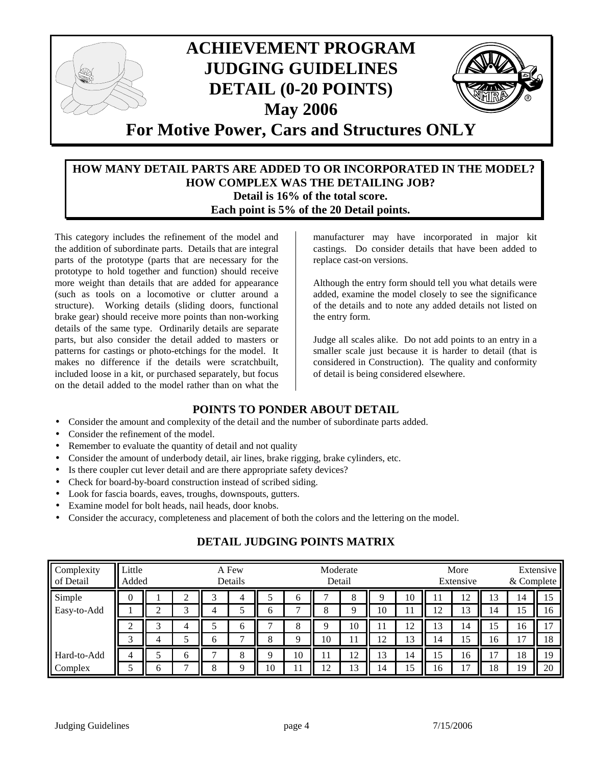# ACHIEVEMENT PROGRAM JUDGING GUIDELINES DETAIL (0-20 POINTS)

## May 2006

## For Motive Power, Cars and Structures ONLY

**HOW MANY DETAIL PARTS ARE ADDED TO OR INCORPORATED IN THE MODEL?**
**HOW COMPLEX WAS THE DETAILING JOB?**
**Detail is 16% of the total score.**
**Each point is 5% of the 20 Detail points.**

This category includes the refinement of the model and the addition of subordinate parts. Details that are integral parts of the prototype (parts that are necessary for the prototype to hold together and function) should receive more weight than details that are added for appearance (such as tools on a locomotive or clutter around a structure). Working details (sliding doors, functional brake gear) should receive more points than non-working details of the same type. Ordinarily details are separate parts, but also consider the detail added to masters or patterns for castings or photo-etchings for the model. It makes no difference if the details were scratchbuilt, included loose in a kit, or purchased separately, but focus on the detail added to the model rather than on what the manufacturer may have incorporated in major kit castings. Do consider details that have been added to replace cast-on versions.

Although the entry form should tell you what details were added, examine the model closely to see the significance of the details and to note any added details not listed on the entry form.

Judge all scales alike. Do not add points to an entry in a smaller scale just because it is harder to detail (that is considered in Construction). The quality and conformity of detail is being considered elsewhere.

### POINTS TO PONDER ABOUT DETAIL

- Consider the amount and complexity of the detail and the number of subordinate parts added.
- Consider the refinement of the model.
- Remember to evaluate the quantity of detail and not quality
- Consider the amount of underbody detail, air lines, brake rigging, brake cylinders, etc.
- Is there coupler cut lever detail and are there appropriate safety devices?
- Check for board-by-board construction instead of scribed siding.
- Look for fascia boards, eaves, troughs, downspouts, gutters.
- Examine model for bolt heads, nail heads, door knobs.
- Consider the accuracy, completeness and placement of both the colors and the lettering on the model.

### DETAIL JUDGING POINTS MATRIX

| Complexity of Detail | Little Added | | | A Few Details | | | | Moderate Detail | | | | More Extensive | | | Extensive & Complete | |
|---|---|---|---|---|---|---|---|---|---|---|---|---|---|---|---|---|
| Simple | 0 | 1 | 2 | 3 | 4 | 5 | 6 | 7 | 8 | 9 | 10 | 11 | 12 | 13 | 14 | 15 |
| Easy-to-Add | 1 | 2 | 3 | 4 | 5 | 6 | 7 | 8 | 9 | 10 | 11 | 12 | 13 | 14 | 15 | 16 |
| | 2 | 3 | 4 | 5 | 6 | 7 | 8 | 9 | 10 | 11 | 12 | 13 | 14 | 15 | 16 | 17 |
| | 3 | 4 | 5 | 6 | 7 | 8 | 9 | 10 | 11 | 12 | 13 | 14 | 15 | 16 | 17 | 18 |
| Hard-to-Add | 4 | 5 | 6 | 7 | 8 | 9 | 10 | 11 | 12 | 13 | 14 | 15 | 16 | 17 | 18 | 19 |
| Complex | 5 | 6 | 7 | 8 | 9 | 10 | 11 | 12 | 13 | 14 | 15 | 16 | 17 | 18 | 19 | 20 |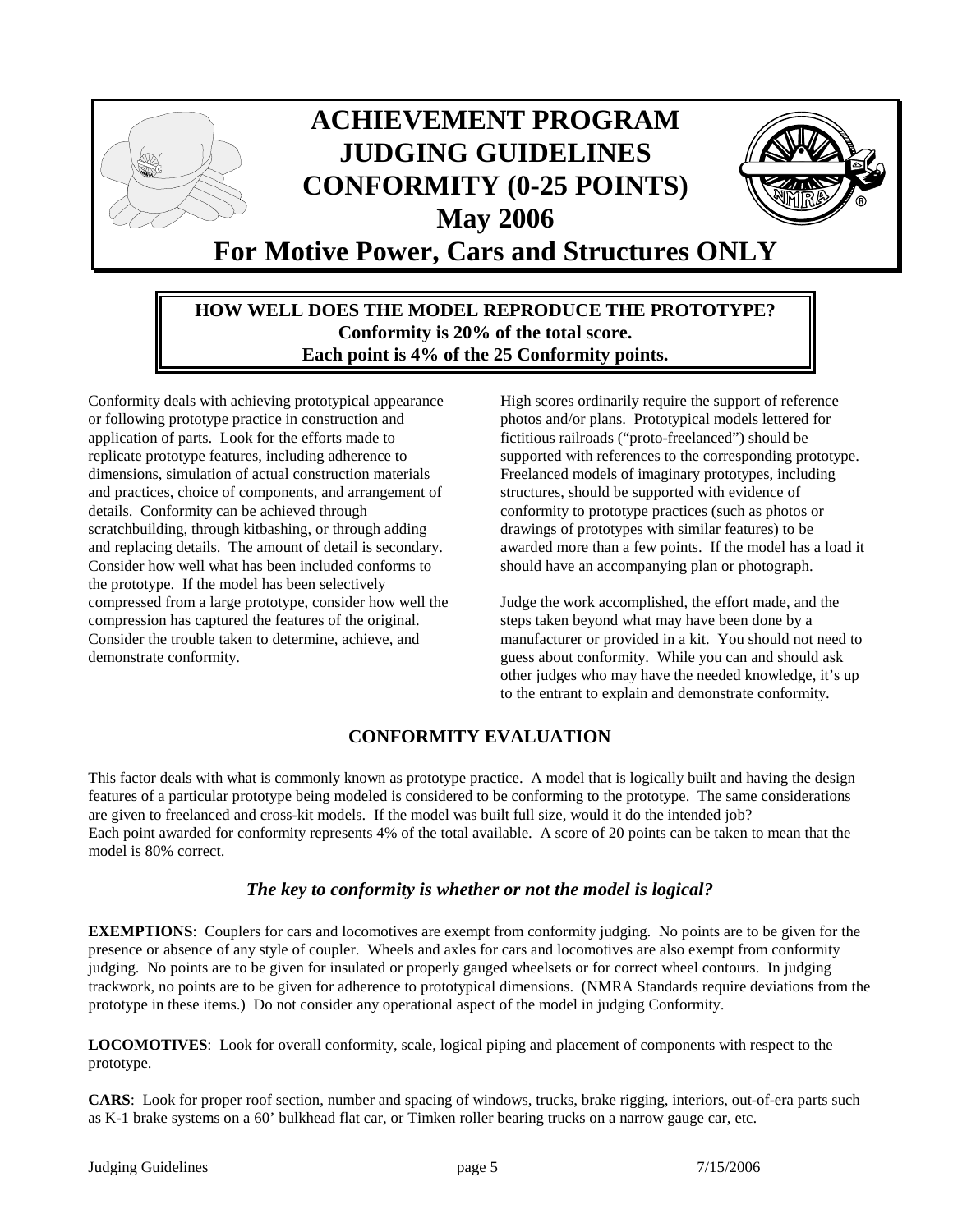# ACHIEVEMENT PROGRAM JUDGING GUIDELINES CONFORMITY (0-25 POINTS)

**May 2006**

## For Motive Power, Cars and Structures ONLY

**HOW WELL DOES THE MODEL REPRODUCE THE PROTOTYPE?**
**Conformity is 20% of the total score.**
**Each point is 4% of the 25 Conformity points.**

Conformity deals with achieving prototypical appearance or following prototype practice in construction and application of parts. Look for the efforts made to replicate prototype features, including adherence to dimensions, simulation of actual construction materials and practices, choice of components, and arrangement of details. Conformity can be achieved through scratchbuilding, through kitbashing, or through adding and replacing details. The amount of detail is secondary. Consider how well what has been included conforms to the prototype. If the model has been selectively compressed from a large prototype, consider how well the compression has captured the features of the original. Consider the trouble taken to determine, achieve, and demonstrate conformity.

High scores ordinarily require the support of reference photos and/or plans. Prototypical models lettered for fictitious railroads ("proto-freelanced") should be supported with references to the corresponding prototype. Freelanced models of imaginary prototypes, including structures, should be supported with evidence of conformity to prototype practices (such as photos or drawings of prototypes with similar features) to be awarded more than a few points. If the model has a load it should have an accompanying plan or photograph.

Judge the work accomplished, the effort made, and the steps taken beyond what may have been done by a manufacturer or provided in a kit. You should not need to guess about conformity. While you can and should ask other judges who may have the needed knowledge, it's up to the entrant to explain and demonstrate conformity.

## CONFORMITY EVALUATION

This factor deals with what is commonly known as prototype practice. A model that is logically built and having the design features of a particular prototype being modeled is considered to be conforming to the prototype. The same considerations are given to freelanced and cross-kit models. If the model was built full size, would it do the intended job?
Each point awarded for conformity represents 4% of the total available. A score of 20 points can be taken to mean that the model is 80% correct.

### *The key to conformity is whether or not the model is logical?*

**EXEMPTIONS**: Couplers for cars and locomotives are exempt from conformity judging. No points are to be given for the presence or absence of any style of coupler. Wheels and axles for cars and locomotives are also exempt from conformity judging. No points are to be given for insulated or properly gauged wheelsets or for correct wheel contours. In judging trackwork, no points are to be given for adherence to prototypical dimensions. (NMRA Standards require deviations from the prototype in these items.) Do not consider any operational aspect of the model in judging Conformity.

**LOCOMOTIVES**: Look for overall conformity, scale, logical piping and placement of components with respect to the prototype.

**CARS**: Look for proper roof section, number and spacing of windows, trucks, brake rigging, interiors, out-of-era parts such as K-1 brake systems on a 60' bulkhead flat car, or Timken roller bearing trucks on a narrow gauge car, etc.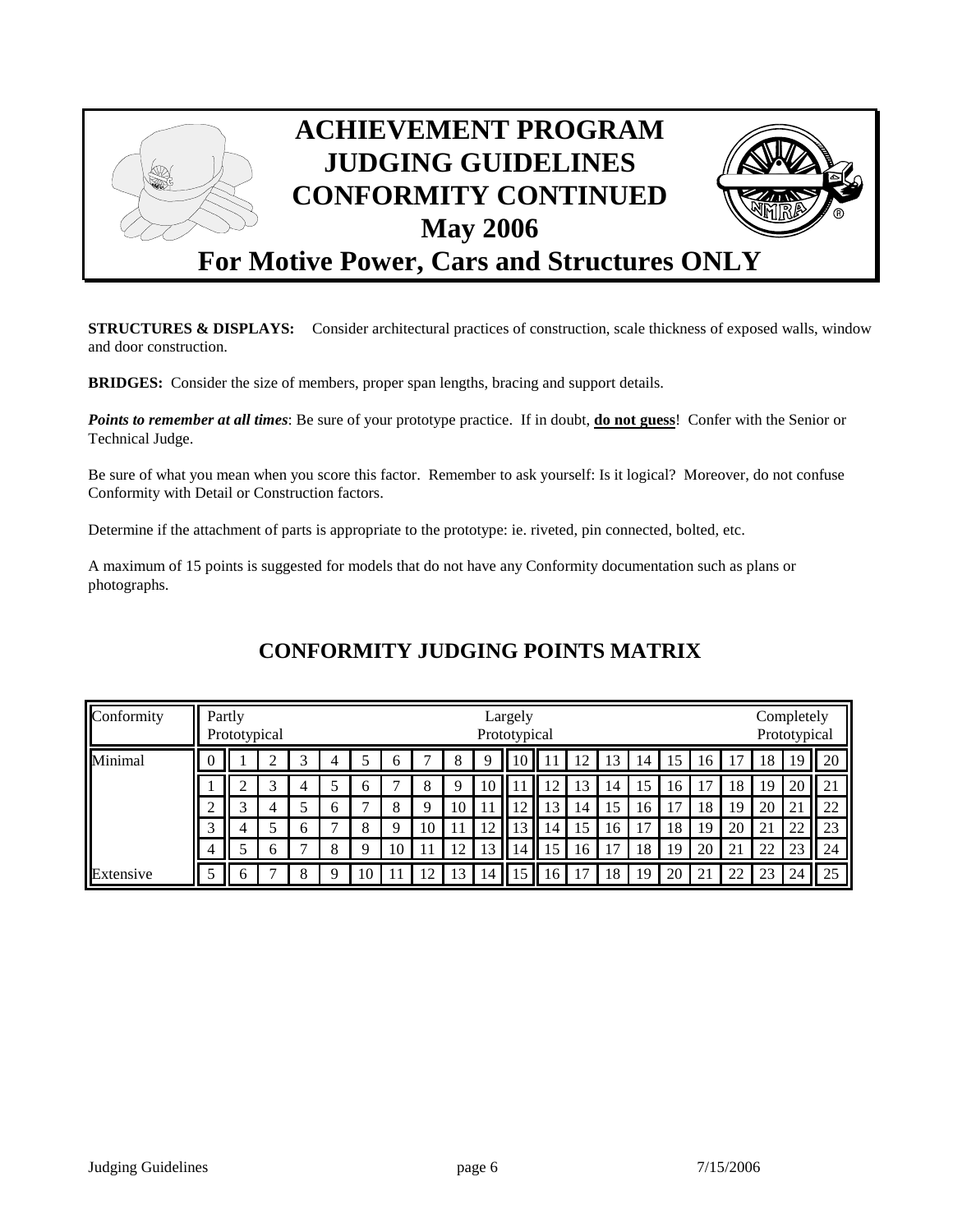# ACHIEVEMENT PROGRAM JUDGING GUIDELINES CONFORMITY CONTINUED May 2006

## For Motive Power, Cars and Structures ONLY

**STRUCTURES & DISPLAYS:** Consider architectural practices of construction, scale thickness of exposed walls, window and door construction.

**BRIDGES:** Consider the size of members, proper span lengths, bracing and support details.

***Points to remember at all times***: Be sure of your prototype practice. If in doubt, **do not guess**! Confer with the Senior or Technical Judge.

Be sure of what you mean when you score this factor. Remember to ask yourself: Is it logical? Moreover, do not confuse Conformity with Detail or Construction factors.

Determine if the attachment of parts is appropriate to the prototype: ie. riveted, pin connected, bolted, etc.

A maximum of 15 points is suggested for models that do not have any Conformity documentation such as plans or photographs.

## CONFORMITY JUDGING POINTS MATRIX

| Conformity | Partly Prototypical | | | | | | | | | | Largely Prototypical | | | | | | | | | | Completely Prototypical |
|---|---|---|---|---|---|---|---|---|---|---|---|---|---|---|---|---|---|---|---|---|---|
| Minimal | 0 | 1 | 2 | 3 | 4 | 5 | 6 | 7 | 8 | 9 | 10 | 11 | 12 | 13 | 14 | 15 | 16 | 17 | 18 | 19 | 20 |
| | 1 | 2 | 3 | 4 | 5 | 6 | 7 | 8 | 9 | 10 | 11 | 12 | 13 | 14 | 15 | 16 | 17 | 18 | 19 | 20 | 21 |
| | 2 | 3 | 4 | 5 | 6 | 7 | 8 | 9 | 10 | 11 | 12 | 13 | 14 | 15 | 16 | 17 | 18 | 19 | 20 | 21 | 22 |
| | 3 | 4 | 5 | 6 | 7 | 8 | 9 | 10 | 11 | 12 | 13 | 14 | 15 | 16 | 17 | 18 | 19 | 20 | 21 | 22 | 23 |
| | 4 | 5 | 6 | 7 | 8 | 9 | 10 | 11 | 12 | 13 | 14 | 15 | 16 | 17 | 18 | 19 | 20 | 21 | 22 | 23 | 24 |
| Extensive | 5 | 6 | 7 | 8 | 9 | 10 | 11 | 12 | 13 | 14 | 15 | 16 | 17 | 18 | 19 | 20 | 21 | 22 | 23 | 24 | 25 |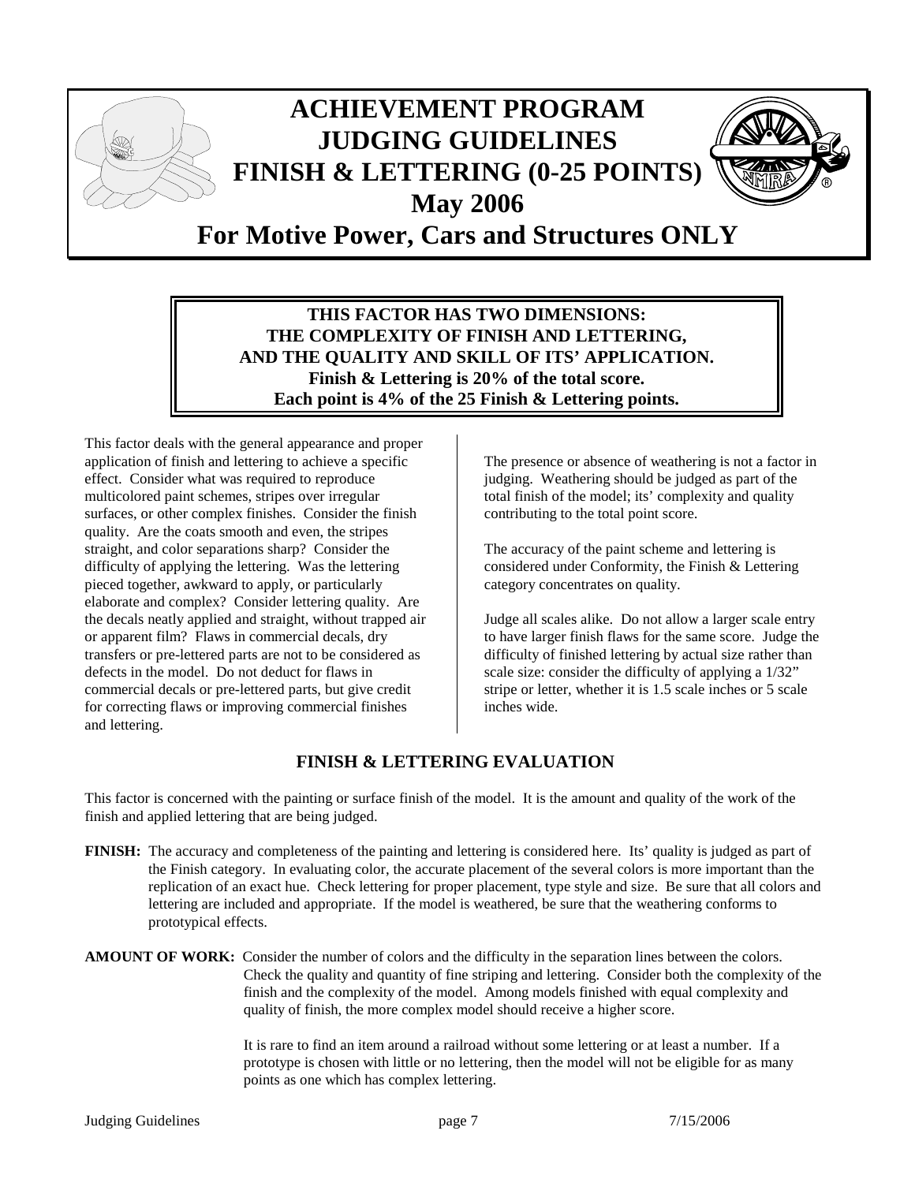# ACHIEVEMENT PROGRAM JUDGING GUIDELINES FINISH & LETTERING (0-25 POINTS)

## May 2006

## For Motive Power, Cars and Structures ONLY

**THIS FACTOR HAS TWO DIMENSIONS:**
**THE COMPLEXITY OF FINISH AND LETTERING,**
**AND THE QUALITY AND SKILL OF ITS' APPLICATION.**
**Finish & Lettering is 20% of the total score.**
**Each point is 4% of the 25 Finish & Lettering points.**

This factor deals with the general appearance and proper application of finish and lettering to achieve a specific effect. Consider what was required to reproduce multicolored paint schemes, stripes over irregular surfaces, or other complex finishes. Consider the finish quality. Are the coats smooth and even, the stripes straight, and color separations sharp? Consider the difficulty of applying the lettering. Was the lettering pieced together, awkward to apply, or particularly elaborate and complex? Consider lettering quality. Are the decals neatly applied and straight, without trapped air or apparent film? Flaws in commercial decals, dry transfers or pre-lettered parts are not to be considered as defects in the model. Do not deduct for flaws in commercial decals or pre-lettered parts, but give credit for correcting flaws or improving commercial finishes and lettering.

The presence or absence of weathering is not a factor in judging. Weathering should be judged as part of the total finish of the model; its' complexity and quality contributing to the total point score.

The accuracy of the paint scheme and lettering is considered under Conformity, the Finish & Lettering category concentrates on quality.

Judge all scales alike. Do not allow a larger scale entry to have larger finish flaws for the same score. Judge the difficulty of finished lettering by actual size rather than scale size: consider the difficulty of applying a 1/32" stripe or letter, whether it is 1.5 scale inches or 5 scale inches wide.

## FINISH & LETTERING EVALUATION

This factor is concerned with the painting or surface finish of the model. It is the amount and quality of the work of the finish and applied lettering that are being judged.

**FINISH:** The accuracy and completeness of the painting and lettering is considered here. Its' quality is judged as part of the Finish category. In evaluating color, the accurate placement of the several colors is more important than the replication of an exact hue. Check lettering for proper placement, type style and size. Be sure that all colors and lettering are included and appropriate. If the model is weathered, be sure that the weathering conforms to prototypical effects.

**AMOUNT OF WORK:** Consider the number of colors and the difficulty in the separation lines between the colors. Check the quality and quantity of fine striping and lettering. Consider both the complexity of the finish and the complexity of the model. Among models finished with equal complexity and quality of finish, the more complex model should receive a higher score.

It is rare to find an item around a railroad without some lettering or at least a number. If a prototype is chosen with little or no lettering, then the model will not be eligible for as many points as one which has complex lettering.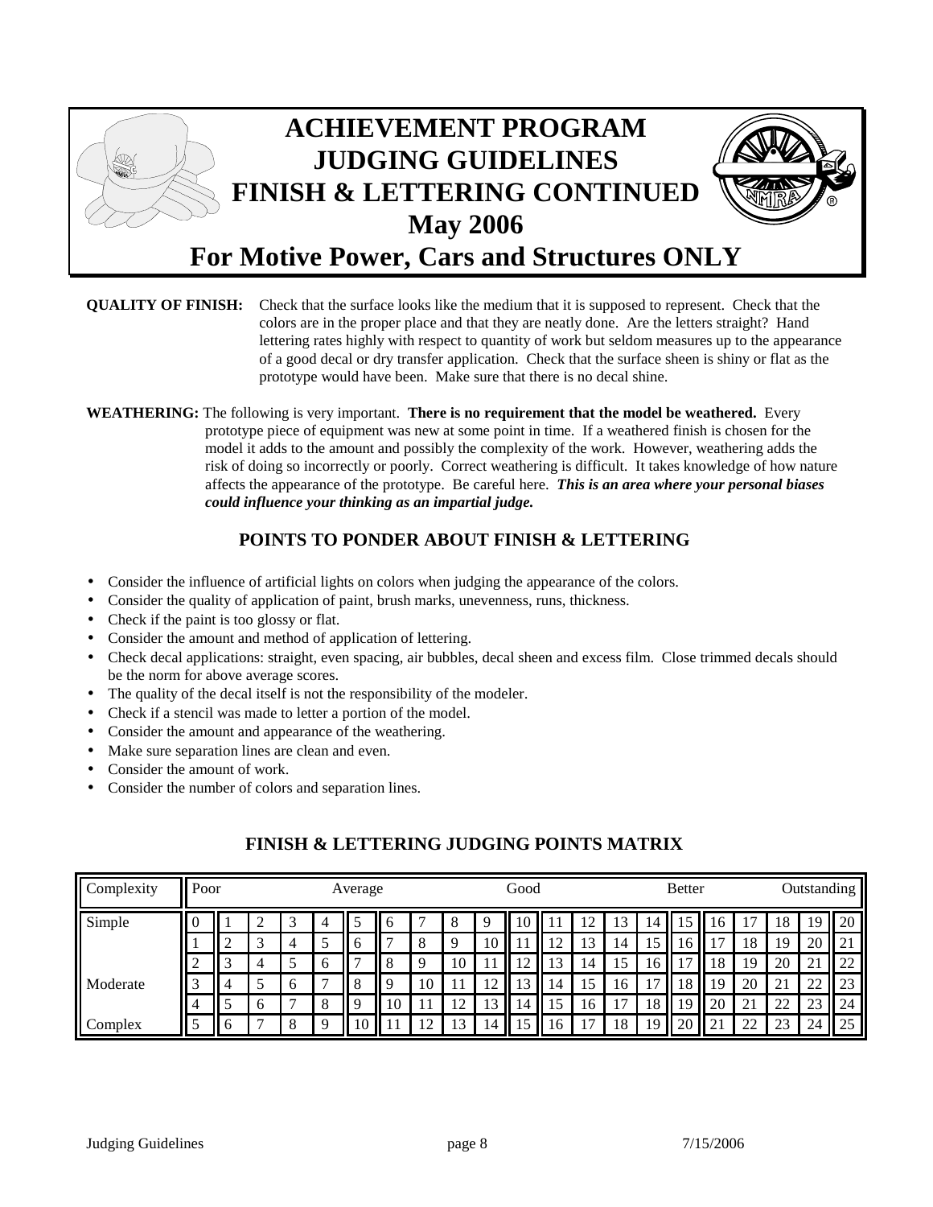# ACHIEVEMENT PROGRAM JUDGING GUIDELINES FINISH & LETTERING CONTINUED May 2006

## For Motive Power, Cars and Structures ONLY

**QUALITY OF FINISH:** Check that the surface looks like the medium that it is supposed to represent. Check that the colors are in the proper place and that they are neatly done. Are the letters straight? Hand lettering rates highly with respect to quantity of work but seldom measures up to the appearance of a good decal or dry transfer application. Check that the surface sheen is shiny or flat as the prototype would have been. Make sure that there is no decal shine.

**WEATHERING:** The following is very important. **There is no requirement that the model be weathered.** Every prototype piece of equipment was new at some point in time. If a weathered finish is chosen for the model it adds to the amount and possibly the complexity of the work. However, weathering adds the risk of doing so incorrectly or poorly. Correct weathering is difficult. It takes knowledge of how nature affects the appearance of the prototype. Be careful here. ***This is an area where your personal biases could influence your thinking as an impartial judge.***

### POINTS TO PONDER ABOUT FINISH & LETTERING

- Consider the influence of artificial lights on colors when judging the appearance of the colors.
- Consider the quality of application of paint, brush marks, unevenness, runs, thickness.
- Check if the paint is too glossy or flat.
- Consider the amount and method of application of lettering.
- Check decal applications: straight, even spacing, air bubbles, decal sheen and excess film. Close trimmed decals should be the norm for above average scores.
- The quality of the decal itself is not the responsibility of the modeler.
- Check if a stencil was made to letter a portion of the model.
- Consider the amount and appearance of the weathering.
- Make sure separation lines are clean and even.
- Consider the amount of work.
- Consider the number of colors and separation lines.

### FINISH & LETTERING JUDGING POINTS MATRIX

| Complexity | Poor | | | | | Average | | | | | Good | | | | | Better | | | | | Outstanding |
|---|---|---|---|---|---|---|---|---|---|---|---|---|---|---|---|---|---|---|---|---|---|
| Simple | 0 | 1 | 2 | 3 | 4 | 5 | 6 | 7 | 8 | 9 | 10 | 11 | 12 | 13 | 14 | 15 | 16 | 17 | 18 | 19 | 20 |
| | 1 | 2 | 3 | 4 | 5 | 6 | 7 | 8 | 9 | 10 | 11 | 12 | 13 | 14 | 15 | 16 | 17 | 18 | 19 | 20 | 21 |
| | 2 | 3 | 4 | 5 | 6 | 7 | 8 | 9 | 10 | 11 | 12 | 13 | 14 | 15 | 16 | 17 | 18 | 19 | 20 | 21 | 22 |
| Moderate | 3 | 4 | 5 | 6 | 7 | 8 | 9 | 10 | 11 | 12 | 13 | 14 | 15 | 16 | 17 | 18 | 19 | 20 | 21 | 22 | 23 |
| | 4 | 5 | 6 | 7 | 8 | 9 | 10 | 11 | 12 | 13 | 14 | 15 | 16 | 17 | 18 | 19 | 20 | 21 | 22 | 23 | 24 |
| Complex | 5 | 6 | 7 | 8 | 9 | 10 | 11 | 12 | 13 | 14 | 15 | 16 | 17 | 18 | 19 | 20 | 21 | 22 | 23 | 24 | 25 |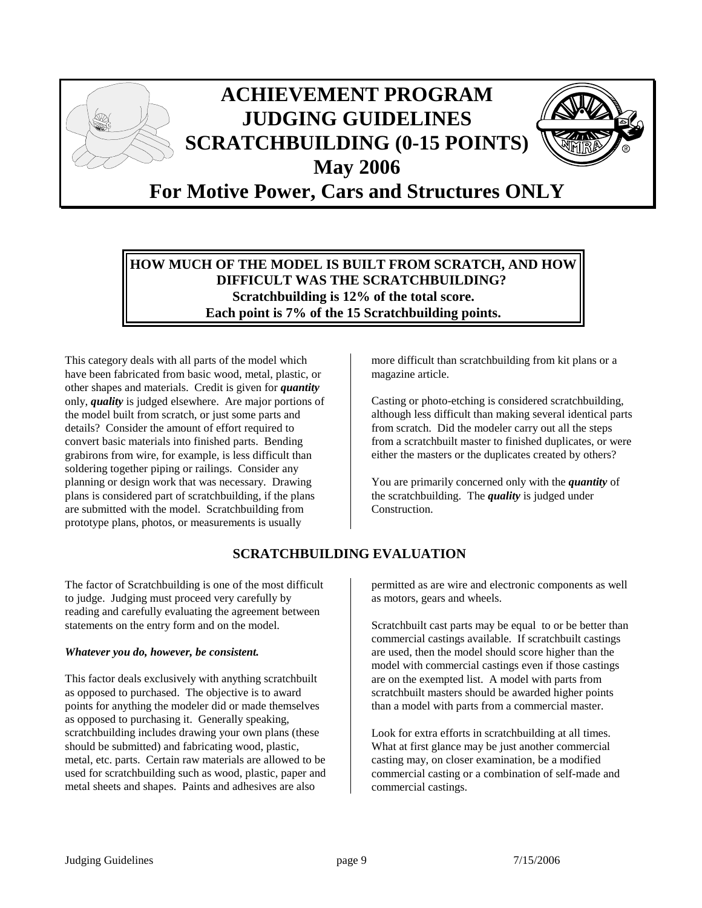# ACHIEVEMENT PROGRAM JUDGING GUIDELINES SCRATCHBUILDING (0-15 POINTS) May 2006

## For Motive Power, Cars and Structures ONLY

**HOW MUCH OF THE MODEL IS BUILT FROM SCRATCH, AND HOW DIFFICULT WAS THE SCRATCHBUILDING?**
**Scratchbuilding is 12% of the total score.**
**Each point is 7% of the 15 Scratchbuilding points.**

This category deals with all parts of the model which have been fabricated from basic wood, metal, plastic, or other shapes and materials. Credit is given for ***quantity*** only, ***quality*** is judged elsewhere. Are major portions of the model built from scratch, or just some parts and details? Consider the amount of effort required to convert basic materials into finished parts. Bending grabirons from wire, for example, is less difficult than soldering together piping or railings. Consider any planning or design work that was necessary. Drawing plans is considered part of scratchbuilding, if the plans are submitted with the model. Scratchbuilding from prototype plans, photos, or measurements is usually more difficult than scratchbuilding from kit plans or a magazine article.

Casting or photo-etching is considered scratchbuilding, although less difficult than making several identical parts from scratch. Did the modeler carry out all the steps from a scratchbuilt master to finished duplicates, or were either the masters or the duplicates created by others?

You are primarily concerned only with the ***quantity*** of the scratchbuilding. The ***quality*** is judged under Construction.

## SCRATCHBUILDING EVALUATION

The factor of Scratchbuilding is one of the most difficult to judge. Judging must proceed very carefully by reading and carefully evaluating the agreement between statements on the entry form and on the model.

***Whatever you do, however, be consistent.***

This factor deals exclusively with anything scratchbuilt as opposed to purchased. The objective is to award points for anything the modeler did or made themselves as opposed to purchasing it. Generally speaking, scratchbuilding includes drawing your own plans (these should be submitted) and fabricating wood, plastic, metal, etc. parts. Certain raw materials are allowed to be used for scratchbuilding such as wood, plastic, paper and metal sheets and shapes. Paints and adhesives are also permitted as are wire and electronic components as well as motors, gears and wheels.

Scratchbuilt cast parts may be equal to or be better than commercial castings available. If scratchbuilt castings are used, then the model should score higher than the model with commercial castings even if those castings are on the exempted list. A model with parts from scratchbuilt masters should be awarded higher points than a model with parts from a commercial master.

Look for extra efforts in scratchbuilding at all times. What at first glance may be just another commercial casting may, on closer examination, be a modified commercial casting or a combination of self-made and commercial castings.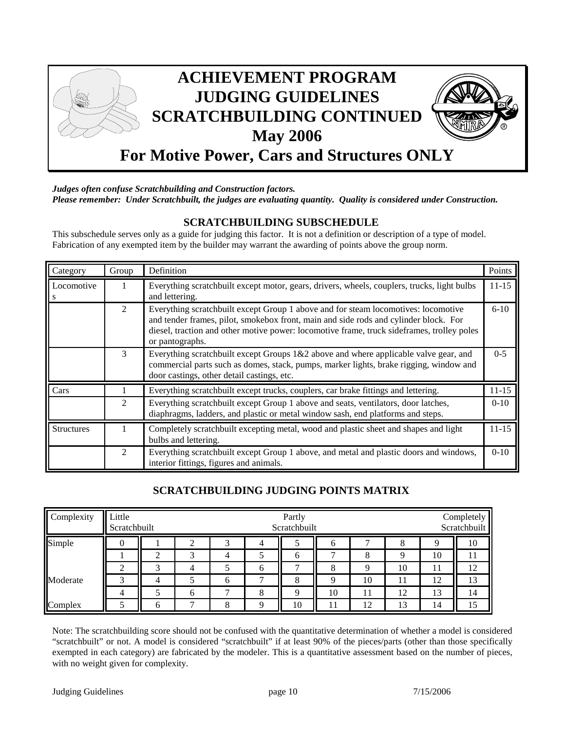# ACHIEVEMENT PROGRAM JUDGING GUIDELINES SCRATCHBUILDING CONTINUED May 2006

## For Motive Power, Cars and Structures ONLY

***Judges often confuse Scratchbuilding and Construction factors.***
***Please remember: Under Scratchbuilt, the judges are evaluating quantity. Quality is considered under Construction.***

### SCRATCHBUILDING SUBSCHEDULE

This subschedule serves only as a guide for judging this factor. It is not a definition or description of a type of model. Fabrication of any exempted item by the builder may warrant the awarding of points above the group norm.

| Category | Group | Definition | Points |
|---|---|---|---|
| Locomotives | 1 | Everything scratchbuilt except motor, gears, drivers, wheels, couplers, trucks, light bulbs and lettering. | 11-15 |
| | 2 | Everything scratchbuilt except Group 1 above and for steam locomotives: locomotive and tender frames, pilot, smokebox front, main and side rods and cylinder block. For diesel, traction and other motive power: locomotive frame, truck sideframes, trolley poles or pantographs. | 6-10 |
| | 3 | Everything scratchbuilt except Groups 1&2 above and where applicable valve gear, and commercial parts such as domes, stack, pumps, marker lights, brake rigging, window and door castings, other detail castings, etc. | 0-5 |
| Cars | 1 | Everything scratchbuilt except trucks, couplers, car brake fittings and lettering. | 11-15 |
| | 2 | Everything scratchbuilt except Group 1 above and seats, ventilators, door latches, diaphragms, ladders, and plastic or metal window sash, end platforms and steps. | 0-10 |
| Structures | 1 | Completely scratchbuilt excepting metal, wood and plastic sheet and shapes and light bulbs and lettering. | 11-15 |
| | 2 | Everything scratchbuilt except Group 1 above, and metal and plastic doors and windows, interior fittings, figures and animals. | 0-10 |

### SCRATCHBUILDING JUDGING POINTS MATRIX

| Complexity | Little Scratchbuilt | | | | | Partly Scratchbuilt | | | | | Completely Scratchbuilt |
|---|---|---|---|---|---|---|---|---|---|---|---|
| Simple | 0 | 1 | 2 | 3 | 4 | 5 | 6 | 7 | 8 | 9 | 10 |
| | 1 | 2 | 3 | 4 | 5 | 6 | 7 | 8 | 9 | 10 | 11 |
| | 2 | 3 | 4 | 5 | 6 | 7 | 8 | 9 | 10 | 11 | 12 |
| Moderate | 3 | 4 | 5 | 6 | 7 | 8 | 9 | 10 | 11 | 12 | 13 |
| | 4 | 5 | 6 | 7 | 8 | 9 | 10 | 11 | 12 | 13 | 14 |
| Complex | 5 | 6 | 7 | 8 | 9 | 10 | 11 | 12 | 13 | 14 | 15 |

Note: The scratchbuilding score should not be confused with the quantitative determination of whether a model is considered "scratchbuilt" or not. A model is considered "scratchbuilt" if at least 90% of the pieces/parts (other than those specifically exempted in each category) are fabricated by the modeler. This is a quantitative assessment based on the number of pieces, with no weight given for complexity.